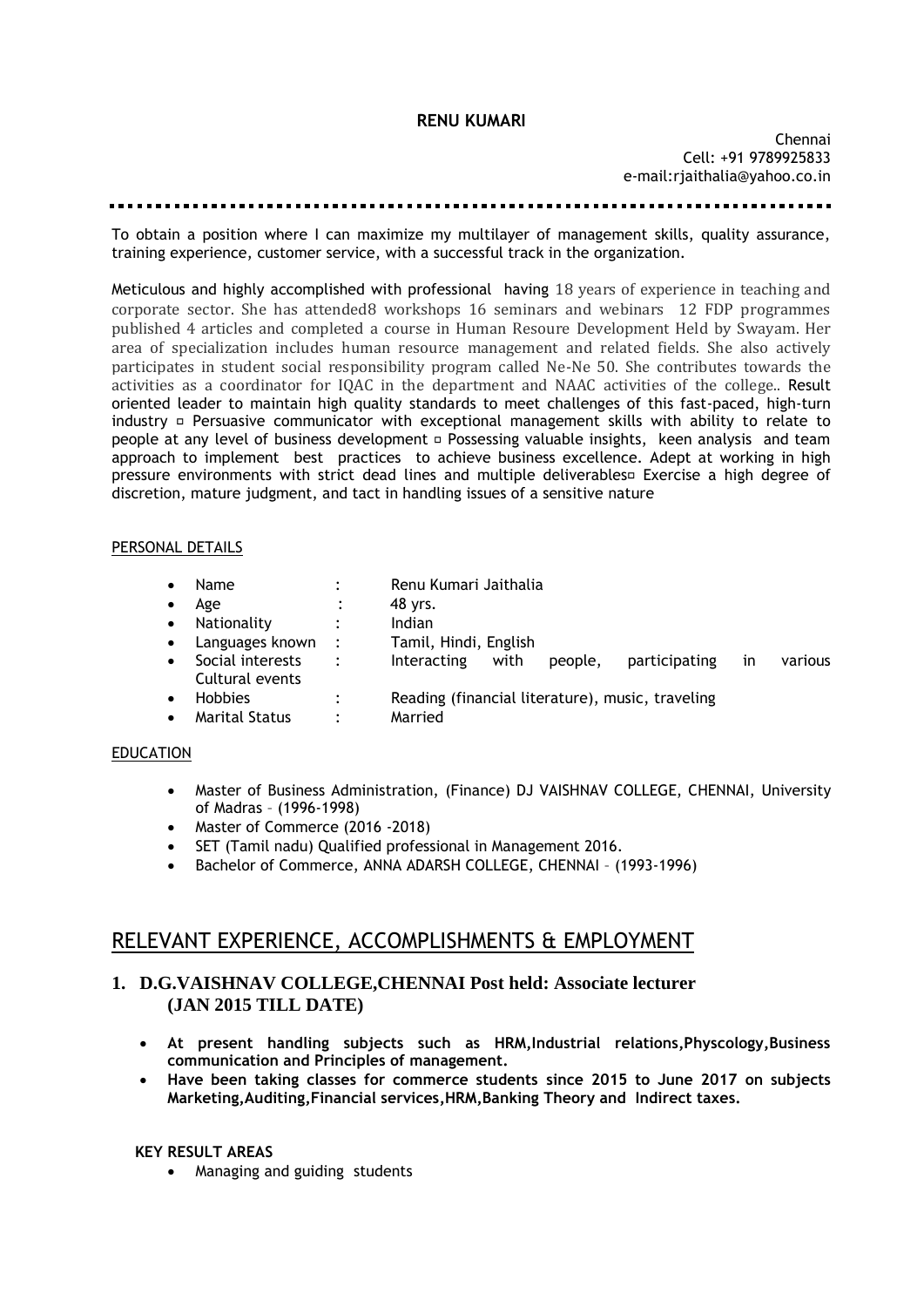**RENU KUMARI**

Chennai
Cell: +91 9789925833
e-mail:rjaithalia@yahoo.co.in

---

To obtain a position where I can maximize my multilayer of management skills, quality assurance, training experience, customer service, with a successful track in the organization.

Meticulous and highly accomplished with professional having 18 years of experience in teaching and corporate sector. She has attended8 workshops 16 seminars and webinars 12 FDP programmes published 4 articles and completed a course in Human Resoure Development Held by Swayam. Her area of specialization includes human resource management and related fields. She also actively participates in student social responsibility program called Ne-Ne 50. She contributes towards the activities as a coordinator for IQAC in the department and NAAC activities of the college.. Result oriented leader to maintain high quality standards to meet challenges of this fast-paced, high-turn industry ¤ Persuasive communicator with exceptional management skills with ability to relate to people at any level of business development ¤ Possessing valuable insights, keen analysis and team approach to implement best practices to achieve business excellence. Adept at working in high pressure environments with strict dead lines and multiple deliverables¤ Exercise a high degree of discretion, mature judgment, and tact in handling issues of a sensitive nature

PERSONAL DETAILS

- Name : Renu Kumari Jaithalia
- Age : 48 yrs.
- Nationality : Indian
- Languages known : Tamil, Hindi, English
- Social interests Cultural events : Interacting with people, participating in various
- Hobbies : Reading (financial literature), music, traveling
- Marital Status : Married

EDUCATION

- Master of Business Administration, (Finance) DJ VAISHNAV COLLEGE, CHENNAI, University of Madras – (1996-1998)
- Master of Commerce (2016 -2018)
- SET (Tamil nadu) Qualified professional in Management 2016.
- Bachelor of Commerce, ANNA ADARSH COLLEGE, CHENNAI – (1993-1996)

## RELEVANT EXPERIENCE, ACCOMPLISHMENTS & EMPLOYMENT

### 1. D.G.VAISHNAV COLLEGE,CHENNAI Post held: Associate lecturer (JAN 2015 TILL DATE)

- **At present handling subjects such as HRM,Industrial relations,Physcology,Business communication and Principles of management.**
- **Have been taking classes for commerce students since 2015 to June 2017 on subjects Marketing,Auditing,Financial services,HRM,Banking Theory and Indirect taxes.**

**KEY RESULT AREAS**

- Managing and guiding students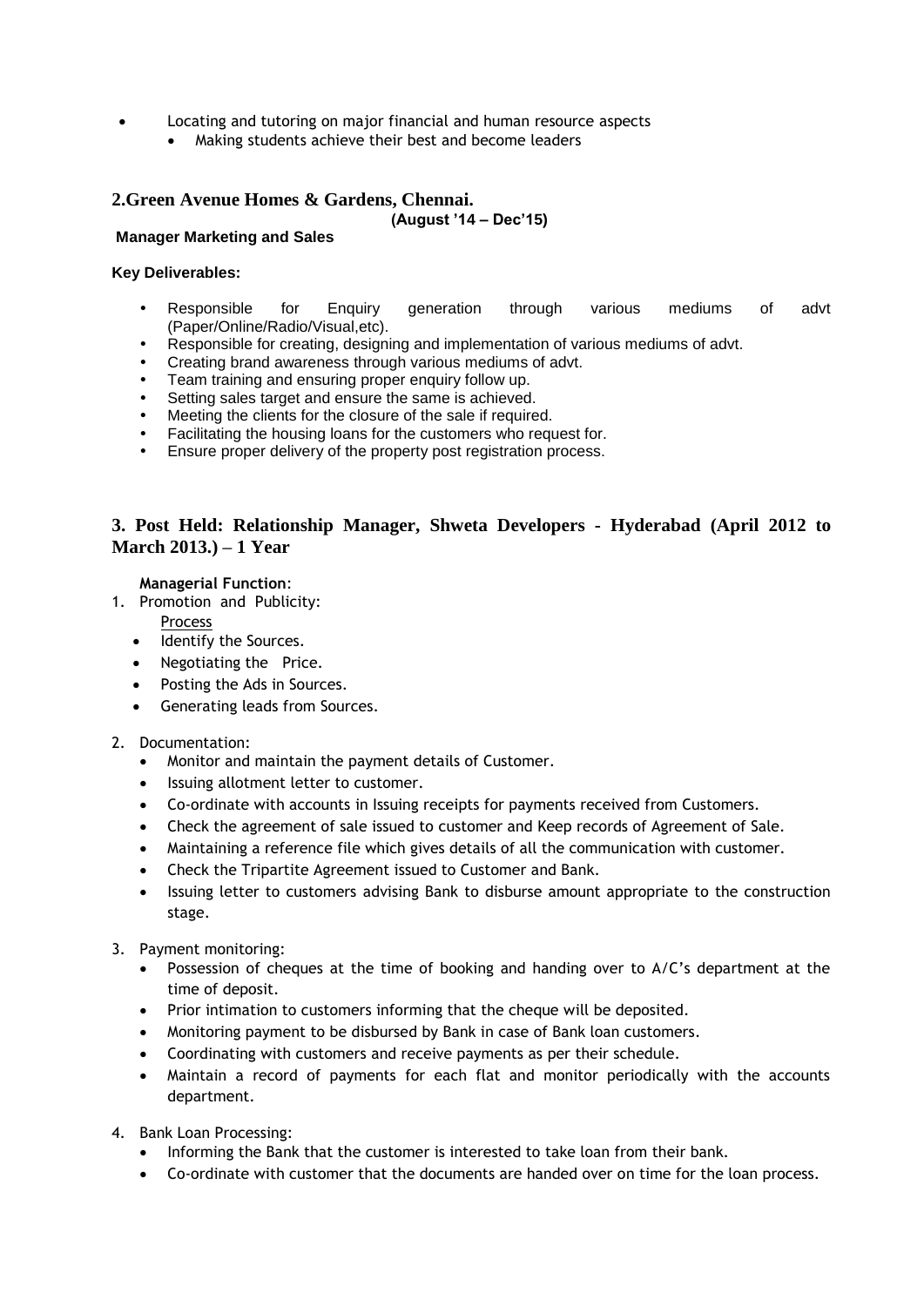- Locating and tutoring on major financial and human resource aspects
  - Making students achieve their best and become leaders

## 2.Green Avenue Homes & Gardens, Chennai.

**(August '14 – Dec'15)**

**Manager Marketing and Sales**

**Key Deliverables:**

- Responsible for Enquiry generation through various mediums of advt (Paper/Online/Radio/Visual,etc).
- Responsible for creating, designing and implementation of various mediums of advt.
- Creating brand awareness through various mediums of advt.
- Team training and ensuring proper enquiry follow up.
- Setting sales target and ensure the same is achieved.
- Meeting the clients for the closure of the sale if required.
- Facilitating the housing loans for the customers who request for.
- Ensure proper delivery of the property post registration process.

## 3. Post Held: Relationship Manager, Shweta Developers - Hyderabad (April 2012 to March 2013.) – 1 Year

**Managerial Function**:

1. Promotion and Publicity:
   
   Process
   - Identify the Sources.
   - Negotiating the Price.
   - Posting the Ads in Sources.
   - Generating leads from Sources.

2. Documentation:
   - Monitor and maintain the payment details of Customer.
   - Issuing allotment letter to customer.
   - Co-ordinate with accounts in Issuing receipts for payments received from Customers.
   - Check the agreement of sale issued to customer and Keep records of Agreement of Sale.
   - Maintaining a reference file which gives details of all the communication with customer.
   - Check the Tripartite Agreement issued to Customer and Bank.
   - Issuing letter to customers advising Bank to disburse amount appropriate to the construction stage.

3. Payment monitoring:
   - Possession of cheques at the time of booking and handing over to A/C's department at the time of deposit.
   - Prior intimation to customers informing that the cheque will be deposited.
   - Monitoring payment to be disbursed by Bank in case of Bank loan customers.
   - Coordinating with customers and receive payments as per their schedule.
   - Maintain a record of payments for each flat and monitor periodically with the accounts department.

4. Bank Loan Processing:
   - Informing the Bank that the customer is interested to take loan from their bank.
   - Co-ordinate with customer that the documents are handed over on time for the loan process.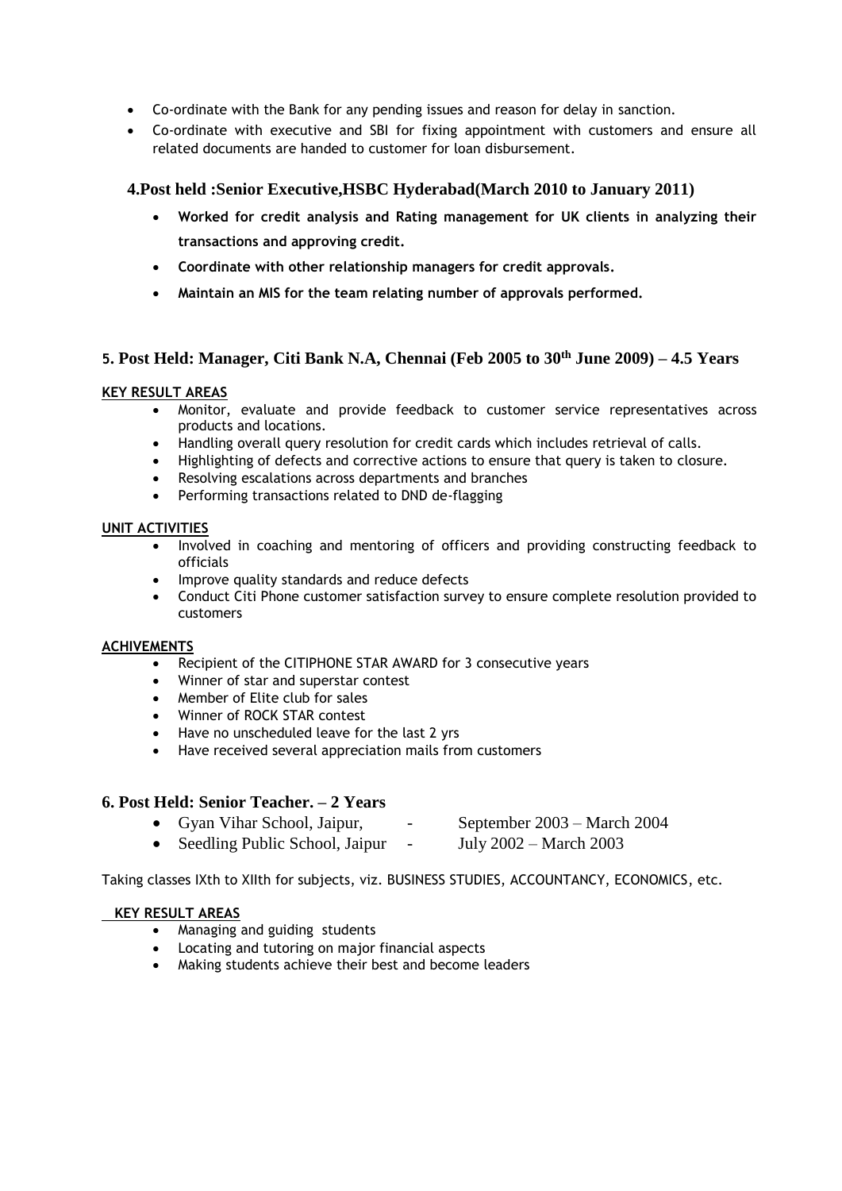- Co-ordinate with the Bank for any pending issues and reason for delay in sanction.
- Co-ordinate with executive and SBI for fixing appointment with customers and ensure all related documents are handed to customer for loan disbursement.

### 4.Post held :Senior Executive,HSBC Hyderabad(March 2010 to January 2011)

- **Worked for credit analysis and Rating management for UK clients in analyzing their transactions and approving credit.**
- **Coordinate with other relationship managers for credit approvals.**
- **Maintain an MIS for the team relating number of approvals performed.**

### 5. Post Held: Manager, Citi Bank N.A, Chennai (Feb 2005 to 30th June 2009) – 4.5 Years

**KEY RESULT AREAS**

- Monitor, evaluate and provide feedback to customer service representatives across products and locations.
- Handling overall query resolution for credit cards which includes retrieval of calls.
- Highlighting of defects and corrective actions to ensure that query is taken to closure.
- Resolving escalations across departments and branches
- Performing transactions related to DND de-flagging

**UNIT ACTIVITIES**

- Involved in coaching and mentoring of officers and providing constructing feedback to officials
- Improve quality standards and reduce defects
- Conduct Citi Phone customer satisfaction survey to ensure complete resolution provided to customers

**ACHIVEMENTS**

- Recipient of the CITIPHONE STAR AWARD for 3 consecutive years
- Winner of star and superstar contest
- Member of Elite club for sales
- Winner of ROCK STAR contest
- Have no unscheduled leave for the last 2 yrs
- Have received several appreciation mails from customers

### 6. Post Held: Senior Teacher. – 2 Years

- Gyan Vihar School, Jaipur, - September 2003 – March 2004
- Seedling Public School, Jaipur - July 2002 – March 2003

Taking classes IXth to XIIth for subjects, viz. BUSINESS STUDIES, ACCOUNTANCY, ECONOMICS, etc.

**KEY RESULT AREAS**

- Managing and guiding students
- Locating and tutoring on major financial aspects
- Making students achieve their best and become leaders